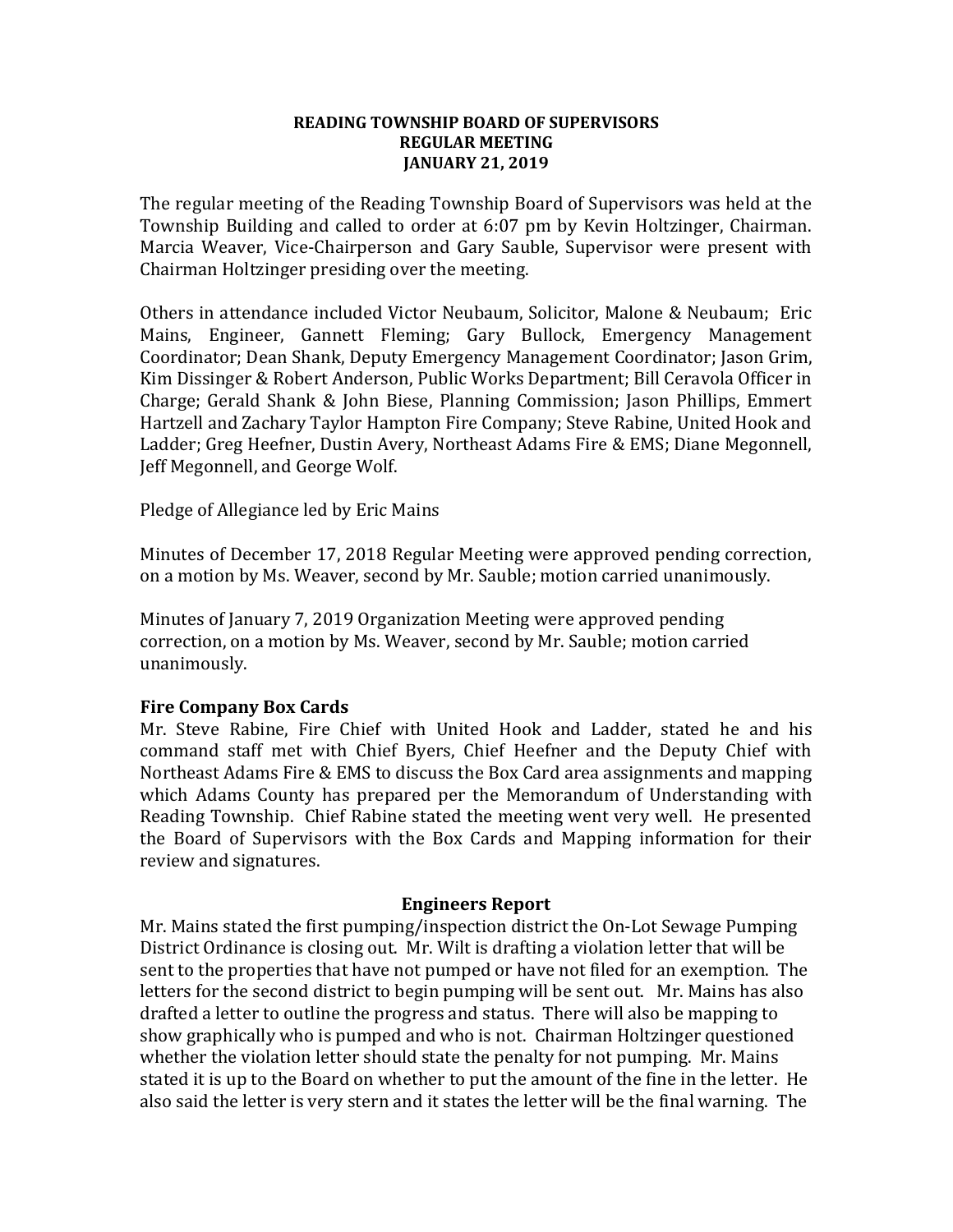**READING TOWNSHIP BOARD OF SUPERVISORS**
**REGULAR MEETING**
**JANUARY 21, 2019**

The regular meeting of the Reading Township Board of Supervisors was held at the Township Building and called to order at 6:07 pm by Kevin Holtzinger, Chairman. Marcia Weaver, Vice-Chairperson and Gary Sauble, Supervisor were present with Chairman Holtzinger presiding over the meeting.

Others in attendance included Victor Neubaum, Solicitor, Malone & Neubaum; Eric Mains, Engineer, Gannett Fleming; Gary Bullock, Emergency Management Coordinator; Dean Shank, Deputy Emergency Management Coordinator; Jason Grim, Kim Dissinger & Robert Anderson, Public Works Department; Bill Ceravola Officer in Charge; Gerald Shank & John Biese, Planning Commission; Jason Phillips, Emmert Hartzell and Zachary Taylor Hampton Fire Company; Steve Rabine, United Hook and Ladder; Greg Heefner, Dustin Avery, Northeast Adams Fire & EMS; Diane Megonnell, Jeff Megonnell, and George Wolf.

Pledge of Allegiance led by Eric Mains

Minutes of December 17, 2018 Regular Meeting were approved pending correction, on a motion by Ms. Weaver, second by Mr. Sauble; motion carried unanimously.

Minutes of January 7, 2019 Organization Meeting were approved pending correction, on a motion by Ms. Weaver, second by Mr. Sauble; motion carried unanimously.

**Fire Company Box Cards**

Mr. Steve Rabine, Fire Chief with United Hook and Ladder, stated he and his command staff met with Chief Byers, Chief Heefner and the Deputy Chief with Northeast Adams Fire & EMS to discuss the Box Card area assignments and mapping which Adams County has prepared per the Memorandum of Understanding with Reading Township. Chief Rabine stated the meeting went very well. He presented the Board of Supervisors with the Box Cards and Mapping information for their review and signatures.

**Engineers Report**

Mr. Mains stated the first pumping/inspection district the On-Lot Sewage Pumping District Ordinance is closing out. Mr. Wilt is drafting a violation letter that will be sent to the properties that have not pumped or have not filed for an exemption. The letters for the second district to begin pumping will be sent out. Mr. Mains has also drafted a letter to outline the progress and status. There will also be mapping to show graphically who is pumped and who is not. Chairman Holtzinger questioned whether the violation letter should state the penalty for not pumping. Mr. Mains stated it is up to the Board on whether to put the amount of the fine in the letter. He also said the letter is very stern and it states the letter will be the final warning. The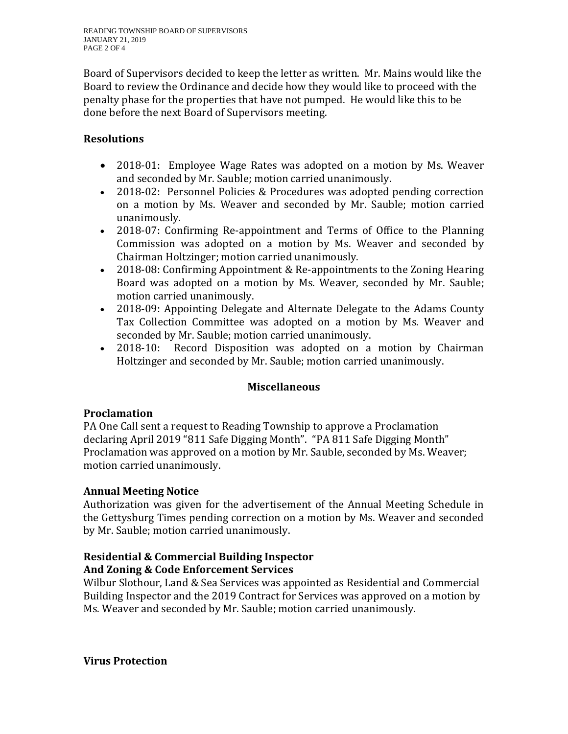Board of Supervisors decided to keep the letter as written. Mr. Mains would like the Board to review the Ordinance and decide how they would like to proceed with the penalty phase for the properties that have not pumped. He would like this to be done before the next Board of Supervisors meeting.

**Resolutions**

- 2018-01: Employee Wage Rates was adopted on a motion by Ms. Weaver and seconded by Mr. Sauble; motion carried unanimously.
- 2018-02: Personnel Policies & Procedures was adopted pending correction on a motion by Ms. Weaver and seconded by Mr. Sauble; motion carried unanimously.
- 2018-07: Confirming Re-appointment and Terms of Office to the Planning Commission was adopted on a motion by Ms. Weaver and seconded by Chairman Holtzinger; motion carried unanimously.
- 2018-08: Confirming Appointment & Re-appointments to the Zoning Hearing Board was adopted on a motion by Ms. Weaver, seconded by Mr. Sauble; motion carried unanimously.
- 2018-09: Appointing Delegate and Alternate Delegate to the Adams County Tax Collection Committee was adopted on a motion by Ms. Weaver and seconded by Mr. Sauble; motion carried unanimously.
- 2018-10: Record Disposition was adopted on a motion by Chairman Holtzinger and seconded by Mr. Sauble; motion carried unanimously.

**Miscellaneous**

**Proclamation**
PA One Call sent a request to Reading Township to approve a Proclamation declaring April 2019 "811 Safe Digging Month". "PA 811 Safe Digging Month" Proclamation was approved on a motion by Mr. Sauble, seconded by Ms. Weaver; motion carried unanimously.

**Annual Meeting Notice**
Authorization was given for the advertisement of the Annual Meeting Schedule in the Gettysburg Times pending correction on a motion by Ms. Weaver and seconded by Mr. Sauble; motion carried unanimously.

**Residential & Commercial Building Inspector**
**And Zoning & Code Enforcement Services**
Wilbur Slothour, Land & Sea Services was appointed as Residential and Commercial Building Inspector and the 2019 Contract for Services was approved on a motion by Ms. Weaver and seconded by Mr. Sauble; motion carried unanimously.

**Virus Protection**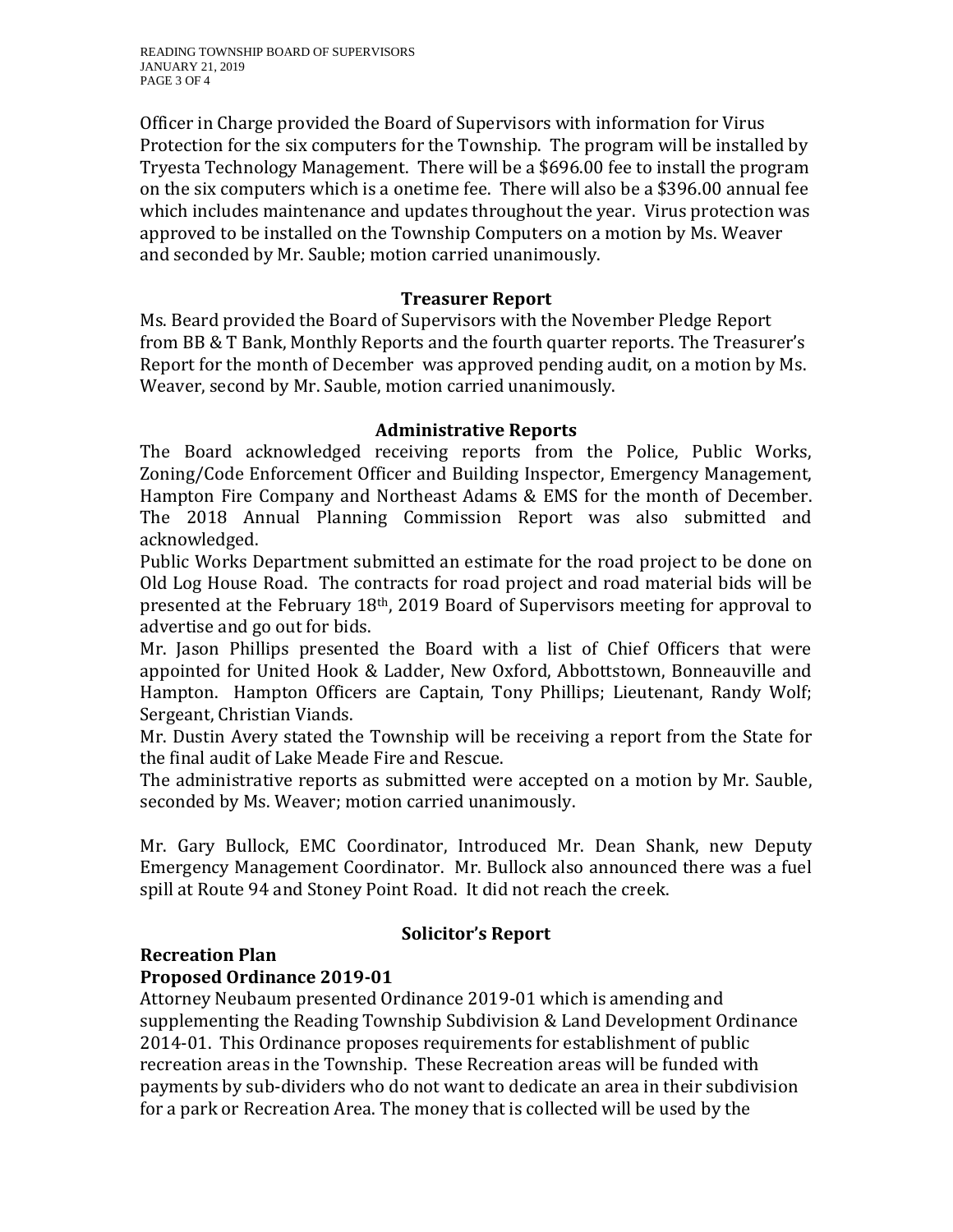Officer in Charge provided the Board of Supervisors with information for Virus Protection for the six computers for the Township. The program will be installed by Tryesta Technology Management. There will be a $696.00 fee to install the program on the six computers which is a onetime fee. There will also be a $396.00 annual fee which includes maintenance and updates throughout the year. Virus protection was approved to be installed on the Township Computers on a motion by Ms. Weaver and seconded by Mr. Sauble; motion carried unanimously.

## Treasurer Report

Ms. Beard provided the Board of Supervisors with the November Pledge Report from BB & T Bank, Monthly Reports and the fourth quarter reports. The Treasurer's Report for the month of December was approved pending audit, on a motion by Ms. Weaver, second by Mr. Sauble, motion carried unanimously.

## Administrative Reports

The Board acknowledged receiving reports from the Police, Public Works, Zoning/Code Enforcement Officer and Building Inspector, Emergency Management, Hampton Fire Company and Northeast Adams & EMS for the month of December. The 2018 Annual Planning Commission Report was also submitted and acknowledged.

Public Works Department submitted an estimate for the road project to be done on Old Log House Road. The contracts for road project and road material bids will be presented at the February 18th, 2019 Board of Supervisors meeting for approval to advertise and go out for bids.

Mr. Jason Phillips presented the Board with a list of Chief Officers that were appointed for United Hook & Ladder, New Oxford, Abbottstown, Bonneauville and Hampton. Hampton Officers are Captain, Tony Phillips; Lieutenant, Randy Wolf; Sergeant, Christian Viands.

Mr. Dustin Avery stated the Township will be receiving a report from the State for the final audit of Lake Meade Fire and Rescue.

The administrative reports as submitted were accepted on a motion by Mr. Sauble, seconded by Ms. Weaver; motion carried unanimously.

Mr. Gary Bullock, EMC Coordinator, Introduced Mr. Dean Shank, new Deputy Emergency Management Coordinator. Mr. Bullock also announced there was a fuel spill at Route 94 and Stoney Point Road. It did not reach the creek.

## Solicitor's Report

### Recreation Plan

### Proposed Ordinance 2019-01

Attorney Neubaum presented Ordinance 2019-01 which is amending and supplementing the Reading Township Subdivision & Land Development Ordinance 2014-01. This Ordinance proposes requirements for establishment of public recreation areas in the Township. These Recreation areas will be funded with payments by sub-dividers who do not want to dedicate an area in their subdivision for a park or Recreation Area. The money that is collected will be used by the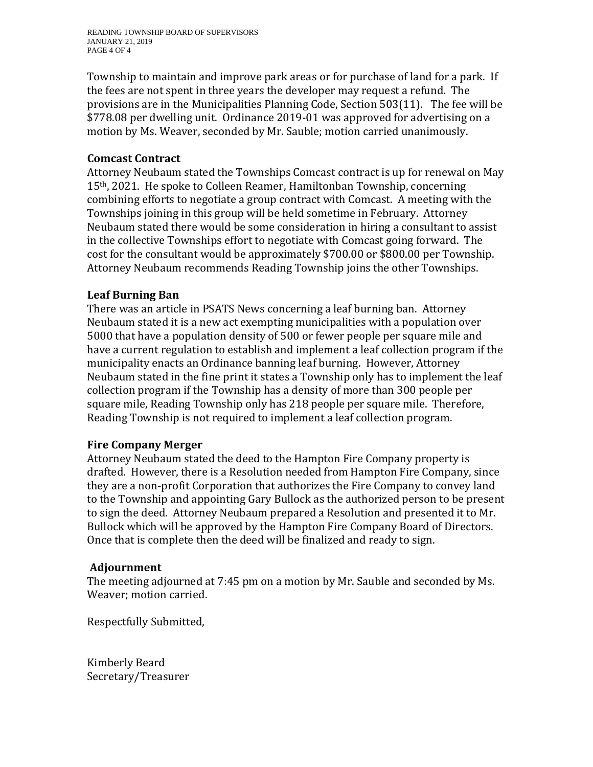Township to maintain and improve park areas or for purchase of land for a park. If the fees are not spent in three years the developer may request a refund. The provisions are in the Municipalities Planning Code, Section 503(11). The fee will be $778.08 per dwelling unit. Ordinance 2019-01 was approved for advertising on a motion by Ms. Weaver, seconded by Mr. Sauble; motion carried unanimously.

**Comcast Contract**

Attorney Neubaum stated the Townships Comcast contract is up for renewal on May 15th, 2021. He spoke to Colleen Reamer, Hamiltonban Township, concerning combining efforts to negotiate a group contract with Comcast. A meeting with the Townships joining in this group will be held sometime in February. Attorney Neubaum stated there would be some consideration in hiring a consultant to assist in the collective Townships effort to negotiate with Comcast going forward. The cost for the consultant would be approximately $700.00 or $800.00 per Township. Attorney Neubaum recommends Reading Township joins the other Townships.

**Leaf Burning Ban**

There was an article in PSATS News concerning a leaf burning ban. Attorney Neubaum stated it is a new act exempting municipalities with a population over 5000 that have a population density of 500 or fewer people per square mile and have a current regulation to establish and implement a leaf collection program if the municipality enacts an Ordinance banning leaf burning. However, Attorney Neubaum stated in the fine print it states a Township only has to implement the leaf collection program if the Township has a density of more than 300 people per square mile, Reading Township only has 218 people per square mile. Therefore, Reading Township is not required to implement a leaf collection program.

**Fire Company Merger**

Attorney Neubaum stated the deed to the Hampton Fire Company property is drafted. However, there is a Resolution needed from Hampton Fire Company, since they are a non-profit Corporation that authorizes the Fire Company to convey land to the Township and appointing Gary Bullock as the authorized person to be present to sign the deed. Attorney Neubaum prepared a Resolution and presented it to Mr. Bullock which will be approved by the Hampton Fire Company Board of Directors. Once that is complete then the deed will be finalized and ready to sign.

**Adjournment**

The meeting adjourned at 7:45 pm on a motion by Mr. Sauble and seconded by Ms. Weaver; motion carried.

Respectfully Submitted,

Kimberly Beard
Secretary/Treasurer